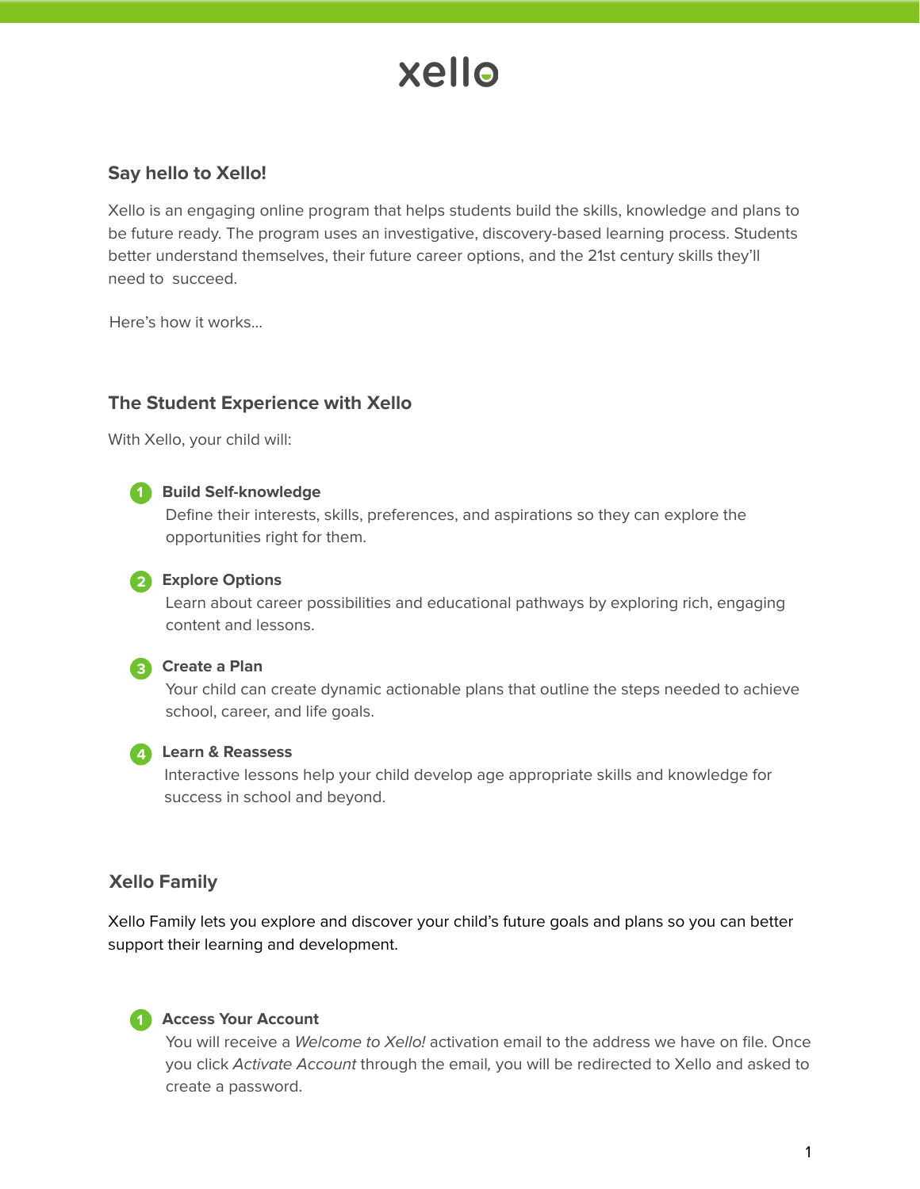# xello

## Say hello to Xello!

Xello is an engaging online program that helps students build the skills, knowledge and plans to be future ready. The program uses an investigative, discovery-based learning process. Students better understand themselves, their future career options, and the 21st century skills they'll need to succeed.

Here's how it works...

## The Student Experience with Xello

With Xello, your child will:

1. **Build Self-knowledge**
   Define their interests, skills, preferences, and aspirations so they can explore the opportunities right for them.

2. **Explore Options**
   Learn about career possibilities and educational pathways by exploring rich, engaging content and lessons.

3. **Create a Plan**
   Your child can create dynamic actionable plans that outline the steps needed to achieve school, career, and life goals.

4. **Learn & Reassess**
   Interactive lessons help your child develop age appropriate skills and knowledge for success in school and beyond.

## Xello Family

Xello Family lets you explore and discover your child's future goals and plans so you can better support their learning and development.

1. **Access Your Account**
   You will receive a *Welcome to Xello!* activation email to the address we have on file. Once you click *Activate Account* through the email, you will be redirected to Xello and asked to create a password.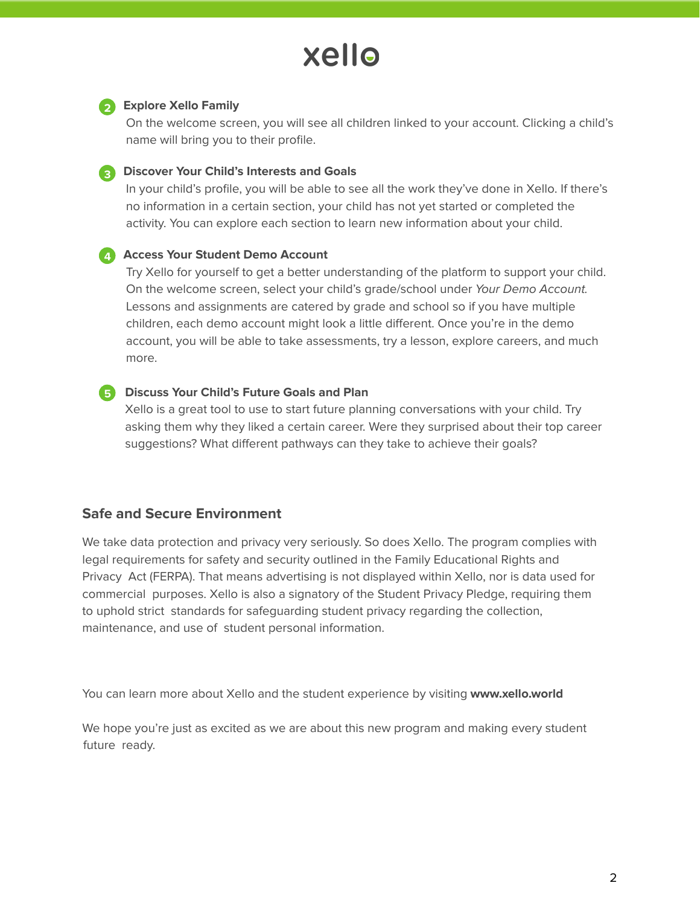xello

2. **Explore Xello Family**

   On the welcome screen, you will see all children linked to your account. Clicking a child's name will bring you to their profile.

3. **Discover Your Child's Interests and Goals**

   In your child's profile, you will be able to see all the work they've done in Xello. If there's no information in a certain section, your child has not yet started or completed the activity. You can explore each section to learn new information about your child.

4. **Access Your Student Demo Account**

   Try Xello for yourself to get a better understanding of the platform to support your child. On the welcome screen, select your child's grade/school under *Your Demo Account*. Lessons and assignments are catered by grade and school so if you have multiple children, each demo account might look a little different. Once you're in the demo account, you will be able to take assessments, try a lesson, explore careers, and much more.

5. **Discuss Your Child's Future Goals and Plan**

   Xello is a great tool to use to start future planning conversations with your child. Try asking them why they liked a certain career. Were they surprised about their top career suggestions? What different pathways can they take to achieve their goals?

## Safe and Secure Environment

We take data protection and privacy very seriously. So does Xello. The program complies with legal requirements for safety and security outlined in the Family Educational Rights and Privacy Act (FERPA). That means advertising is not displayed within Xello, nor is data used for commercial purposes. Xello is also a signatory of the Student Privacy Pledge, requiring them to uphold strict standards for safeguarding student privacy regarding the collection, maintenance, and use of student personal information.

You can learn more about Xello and the student experience by visiting **www.xello.world**

We hope you're just as excited as we are about this new program and making every student future ready.